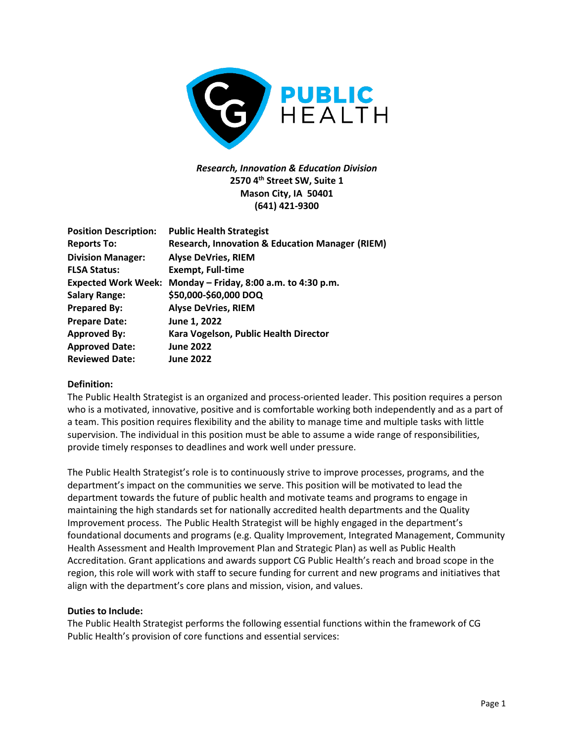*Research, Innovation & Education Division*
**2570 4th Street SW, Suite 1**
**Mason City, IA 50401**
**(641) 421-9300**

| | |
|---|---|
| **Position Description:** | **Public Health Strategist** |
| **Reports To:** | **Research, Innovation & Education Manager (RIEM)** |
| **Division Manager:** | **Alyse DeVries, RIEM** |
| **FLSA Status:** | **Exempt, Full-time** |
| **Expected Work Week:** | **Monday – Friday, 8:00 a.m. to 4:30 p.m.** |
| **Salary Range:** | **$50,000-$60,000 DOQ** |
| **Prepared By:** | **Alyse DeVries, RIEM** |
| **Prepare Date:** | **June 1, 2022** |
| **Approved By:** | **Kara Vogelson, Public Health Director** |
| **Approved Date:** | **June 2022** |
| **Reviewed Date:** | **June 2022** |

**Definition:**

The Public Health Strategist is an organized and process-oriented leader. This position requires a person who is a motivated, innovative, positive and is comfortable working both independently and as a part of a team. This position requires flexibility and the ability to manage time and multiple tasks with little supervision. The individual in this position must be able to assume a wide range of responsibilities, provide timely responses to deadlines and work well under pressure.

The Public Health Strategist's role is to continuously strive to improve processes, programs, and the department's impact on the communities we serve. This position will be motivated to lead the department towards the future of public health and motivate teams and programs to engage in maintaining the high standards set for nationally accredited health departments and the Quality Improvement process. The Public Health Strategist will be highly engaged in the department's foundational documents and programs (e.g. Quality Improvement, Integrated Management, Community Health Assessment and Health Improvement Plan and Strategic Plan) as well as Public Health Accreditation. Grant applications and awards support CG Public Health's reach and broad scope in the region, this role will work with staff to secure funding for current and new programs and initiatives that align with the department's core plans and mission, vision, and values.

**Duties to Include:**

The Public Health Strategist performs the following essential functions within the framework of CG Public Health's provision of core functions and essential services: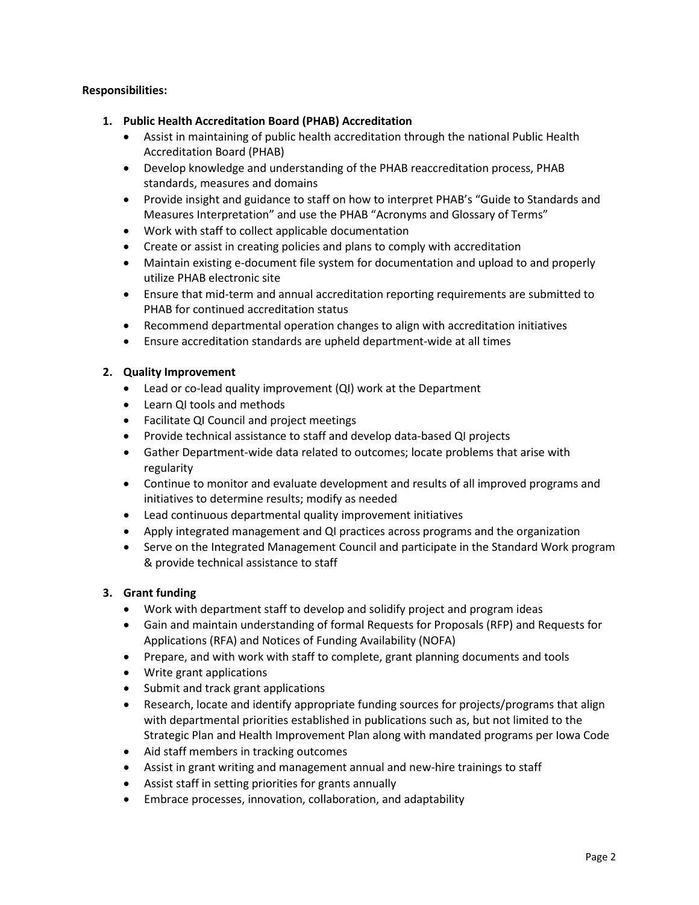**Responsibilities:**

1. **Public Health Accreditation Board (PHAB) Accreditation**
   - Assist in maintaining of public health accreditation through the national Public Health Accreditation Board (PHAB)
   - Develop knowledge and understanding of the PHAB reaccreditation process, PHAB standards, measures and domains
   - Provide insight and guidance to staff on how to interpret PHAB's "Guide to Standards and Measures Interpretation" and use the PHAB "Acronyms and Glossary of Terms"
   - Work with staff to collect applicable documentation
   - Create or assist in creating policies and plans to comply with accreditation
   - Maintain existing e-document file system for documentation and upload to and properly utilize PHAB electronic site
   - Ensure that mid-term and annual accreditation reporting requirements are submitted to PHAB for continued accreditation status
   - Recommend departmental operation changes to align with accreditation initiatives
   - Ensure accreditation standards are upheld department-wide at all times

2. **Quality Improvement**
   - Lead or co-lead quality improvement (QI) work at the Department
   - Learn QI tools and methods
   - Facilitate QI Council and project meetings
   - Provide technical assistance to staff and develop data-based QI projects
   - Gather Department-wide data related to outcomes; locate problems that arise with regularity
   - Continue to monitor and evaluate development and results of all improved programs and initiatives to determine results; modify as needed
   - Lead continuous departmental quality improvement initiatives
   - Apply integrated management and QI practices across programs and the organization
   - Serve on the Integrated Management Council and participate in the Standard Work program & provide technical assistance to staff

3. **Grant funding**
   - Work with department staff to develop and solidify project and program ideas
   - Gain and maintain understanding of formal Requests for Proposals (RFP) and Requests for Applications (RFA) and Notices of Funding Availability (NOFA)
   - Prepare, and with work with staff to complete, grant planning documents and tools
   - Write grant applications
   - Submit and track grant applications
   - Research, locate and identify appropriate funding sources for projects/programs that align with departmental priorities established in publications such as, but not limited to the Strategic Plan and Health Improvement Plan along with mandated programs per Iowa Code
   - Aid staff members in tracking outcomes
   - Assist in grant writing and management annual and new-hire trainings to staff
   - Assist staff in setting priorities for grants annually
   - Embrace processes, innovation, collaboration, and adaptability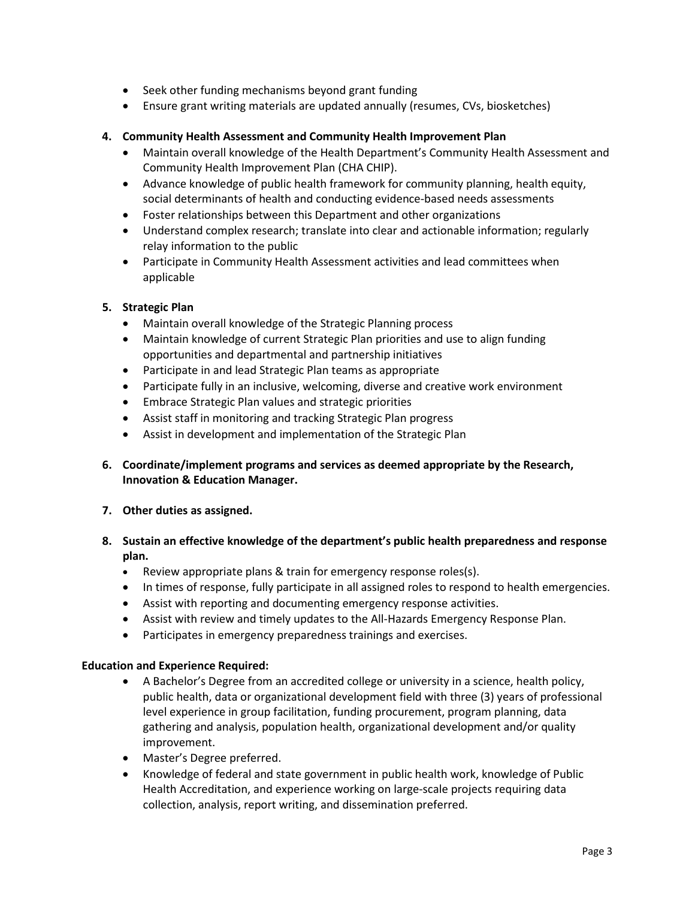- Seek other funding mechanisms beyond grant funding
- Ensure grant writing materials are updated annually (resumes, CVs, biosketches)

4. **Community Health Assessment and Community Health Improvement Plan**
   - Maintain overall knowledge of the Health Department's Community Health Assessment and Community Health Improvement Plan (CHA CHIP).
   - Advance knowledge of public health framework for community planning, health equity, social determinants of health and conducting evidence-based needs assessments
   - Foster relationships between this Department and other organizations
   - Understand complex research; translate into clear and actionable information; regularly relay information to the public
   - Participate in Community Health Assessment activities and lead committees when applicable

5. **Strategic Plan**
   - Maintain overall knowledge of the Strategic Planning process
   - Maintain knowledge of current Strategic Plan priorities and use to align funding opportunities and departmental and partnership initiatives
   - Participate in and lead Strategic Plan teams as appropriate
   - Participate fully in an inclusive, welcoming, diverse and creative work environment
   - Embrace Strategic Plan values and strategic priorities
   - Assist staff in monitoring and tracking Strategic Plan progress
   - Assist in development and implementation of the Strategic Plan

6. **Coordinate/implement programs and services as deemed appropriate by the Research, Innovation & Education Manager.**

7. **Other duties as assigned.**

8. **Sustain an effective knowledge of the department's public health preparedness and response plan.**
   - Review appropriate plans & train for emergency response roles(s).
   - In times of response, fully participate in all assigned roles to respond to health emergencies.
   - Assist with reporting and documenting emergency response activities.
   - Assist with review and timely updates to the All-Hazards Emergency Response Plan.
   - Participates in emergency preparedness trainings and exercises.

**Education and Experience Required:**

- A Bachelor's Degree from an accredited college or university in a science, health policy, public health, data or organizational development field with three (3) years of professional level experience in group facilitation, funding procurement, program planning, data gathering and analysis, population health, organizational development and/or quality improvement.
- Master's Degree preferred.
- Knowledge of federal and state government in public health work, knowledge of Public Health Accreditation, and experience working on large-scale projects requiring data collection, analysis, report writing, and dissemination preferred.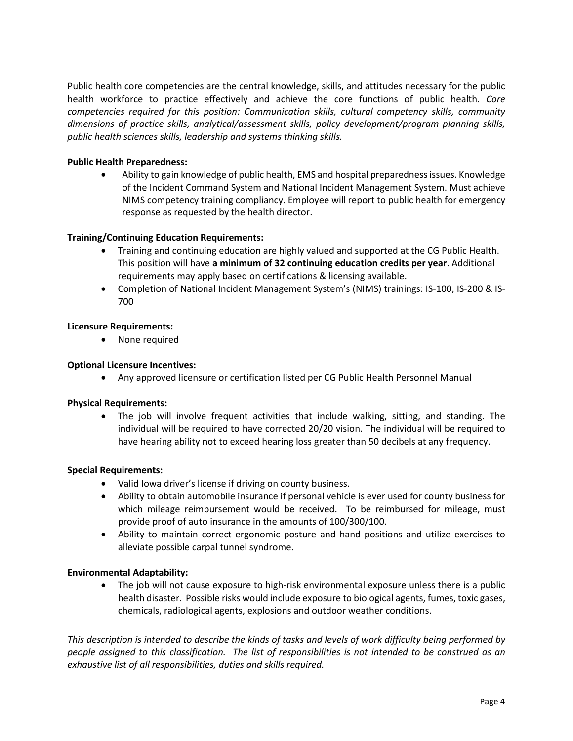Public health core competencies are the central knowledge, skills, and attitudes necessary for the public health workforce to practice effectively and achieve the core functions of public health. *Core competencies required for this position: Communication skills, cultural competency skills, community dimensions of practice skills, analytical/assessment skills, policy development/program planning skills, public health sciences skills, leadership and systems thinking skills.*

**Public Health Preparedness:**

- Ability to gain knowledge of public health, EMS and hospital preparedness issues. Knowledge of the Incident Command System and National Incident Management System. Must achieve NIMS competency training compliancy. Employee will report to public health for emergency response as requested by the health director.

**Training/Continuing Education Requirements:**

- Training and continuing education are highly valued and supported at the CG Public Health. This position will have **a minimum of 32 continuing education credits per year**. Additional requirements may apply based on certifications & licensing available.
- Completion of National Incident Management System's (NIMS) trainings: IS-100, IS-200 & IS-700

**Licensure Requirements:**

- None required

**Optional Licensure Incentives:**

- Any approved licensure or certification listed per CG Public Health Personnel Manual

**Physical Requirements:**

- The job will involve frequent activities that include walking, sitting, and standing. The individual will be required to have corrected 20/20 vision. The individual will be required to have hearing ability not to exceed hearing loss greater than 50 decibels at any frequency.

**Special Requirements:**

- Valid Iowa driver's license if driving on county business.
- Ability to obtain automobile insurance if personal vehicle is ever used for county business for which mileage reimbursement would be received. To be reimbursed for mileage, must provide proof of auto insurance in the amounts of 100/300/100.
- Ability to maintain correct ergonomic posture and hand positions and utilize exercises to alleviate possible carpal tunnel syndrome.

**Environmental Adaptability:**

- The job will not cause exposure to high-risk environmental exposure unless there is a public health disaster. Possible risks would include exposure to biological agents, fumes, toxic gases, chemicals, radiological agents, explosions and outdoor weather conditions.

*This description is intended to describe the kinds of tasks and levels of work difficulty being performed by people assigned to this classification. The list of responsibilities is not intended to be construed as an exhaustive list of all responsibilities, duties and skills required.*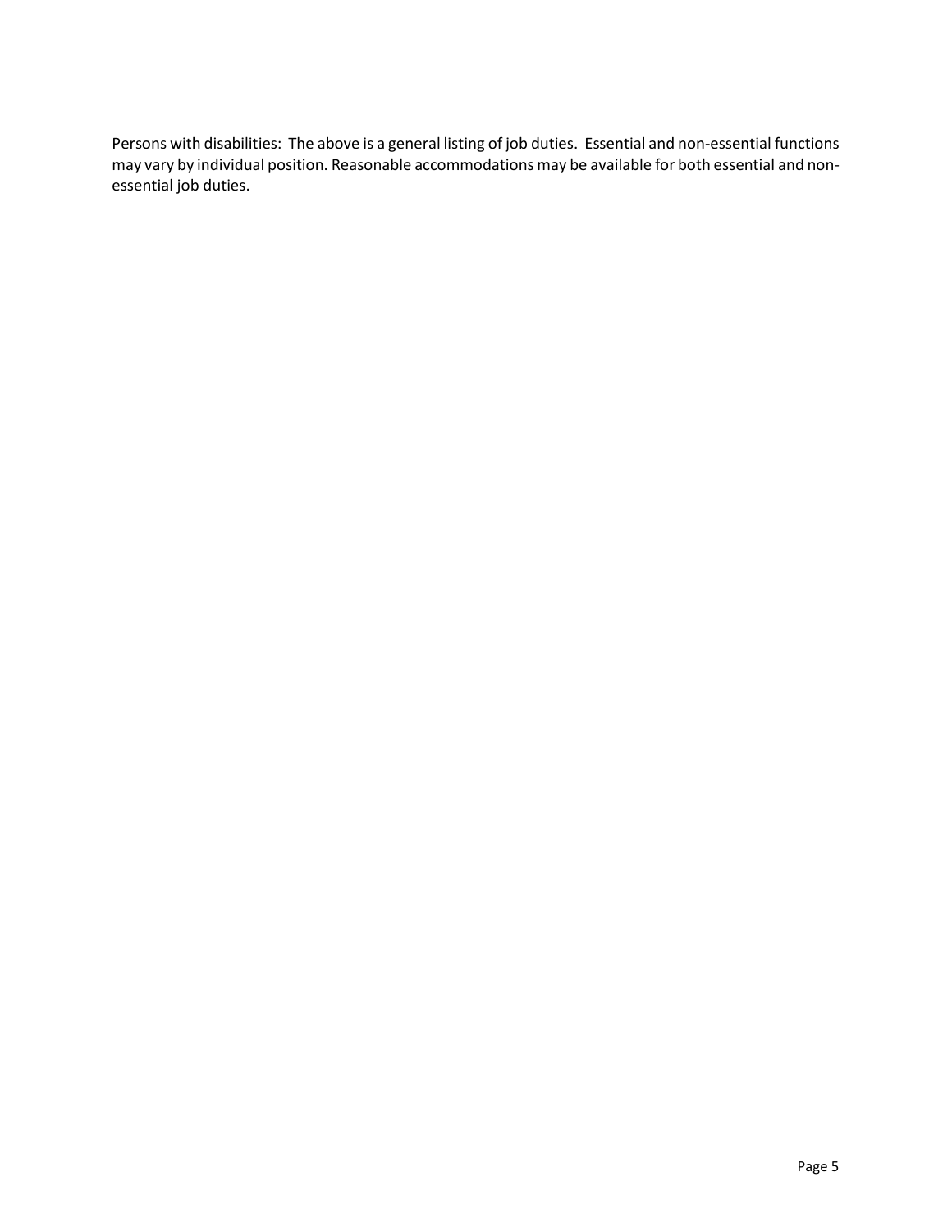Persons with disabilities: The above is a general listing of job duties. Essential and non-essential functions may vary by individual position. Reasonable accommodations may be available for both essential and non-essential job duties.